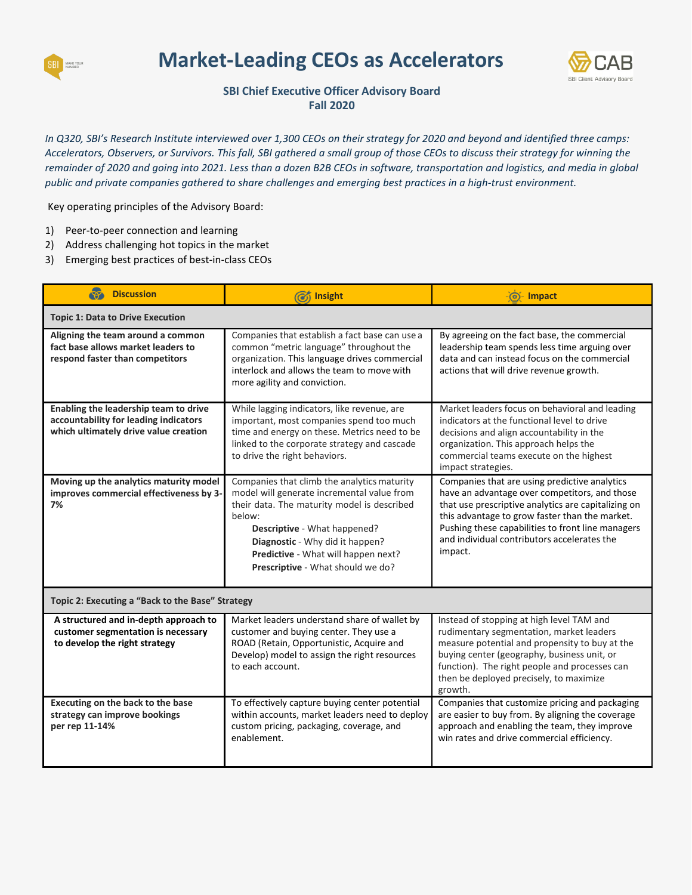# Market-Leading CEOs as Accelerators

**SBI Chief Executive Officer Advisory Board**
**Fall 2020**

*In Q320, SBI's Research Institute interviewed over 1,300 CEOs on their strategy for 2020 and beyond and identified three camps: Accelerators, Observers, or Survivors. This fall, SBI gathered a small group of those CEOs to discuss their strategy for winning the remainder of 2020 and going into 2021. Less than a dozen B2B CEOs in software, transportation and logistics, and media in global public and private companies gathered to share challenges and emerging best practices in a high-trust environment.*

Key operating principles of the Advisory Board:

1) Peer-to-peer connection and learning
2) Address challenging hot topics in the market
3) Emerging best practices of best-in-class CEOs

| Discussion | Insight | Impact |
|---|---|---|
| **Topic 1: Data to Drive Execution** | | |
| **Aligning the team around a common fact base allows market leaders to respond faster than competitors** | Companies that establish a fact base can use a common "metric language" throughout the organization. This language drives commercial interlock and allows the team to move with more agility and conviction. | By agreeing on the fact base, the commercial leadership team spends less time arguing over data and can instead focus on the commercial actions that will drive revenue growth. |
| **Enabling the leadership team to drive accountability for leading indicators which ultimately drive value creation** | While lagging indicators, like revenue, are important, most companies spend too much time and energy on these. Metrics need to be linked to the corporate strategy and cascade to drive the right behaviors. | Market leaders focus on behavioral and leading indicators at the functional level to drive decisions and align accountability in the organization. This approach helps the commercial teams execute on the highest impact strategies. |
| **Moving up the analytics maturity model improves commercial effectiveness by 3-7%** | Companies that climb the analytics maturity model will generate incremental value from their data. The maturity model is described below: **Descriptive** - What happened? **Diagnostic** - Why did it happen? **Predictive** - What will happen next? **Prescriptive** - What should we do? | Companies that are using predictive analytics have an advantage over competitors, and those that use prescriptive analytics are capitalizing on this advantage to grow faster than the market. Pushing these capabilities to front line managers and individual contributors accelerates the impact. |
| **Topic 2: Executing a "Back to the Base" Strategy** | | |
| **A structured and in-depth approach to customer segmentation is necessary to develop the right strategy** | Market leaders understand share of wallet by customer and buying center. They use a ROAD (Retain, Opportunistic, Acquire and Develop) model to assign the right resources to each account. | Instead of stopping at high level TAM and rudimentary segmentation, market leaders measure potential and propensity to buy at the buying center (geography, business unit, or function). The right people and processes can then be deployed precisely, to maximize growth. |
| **Executing on the back to the base strategy can improve bookings per rep 11-14%** | To effectively capture buying center potential within accounts, market leaders need to deploy custom pricing, packaging, coverage, and enablement. | Companies that customize pricing and packaging are easier to buy from. By aligning the coverage approach and enabling the team, they improve win rates and drive commercial efficiency. |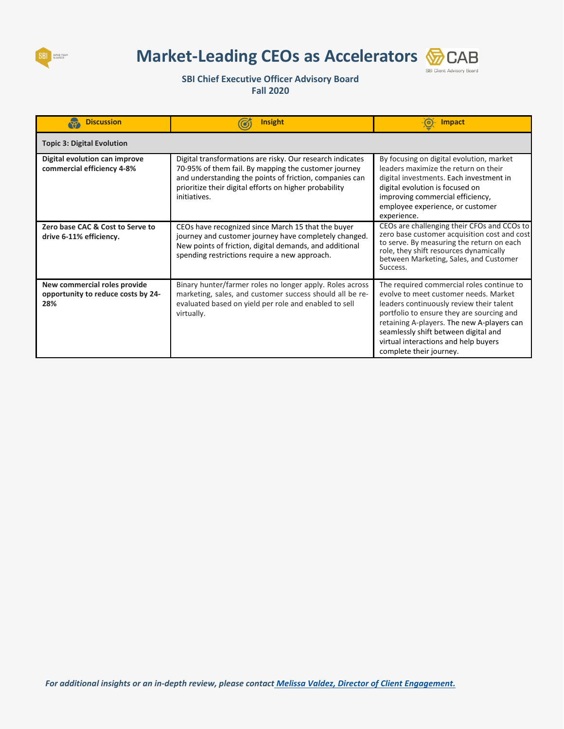# Market-Leading CEOs as Accelerators

**SBI Chief Executive Officer Advisory Board**
**Fall 2020**

| Discussion | Insight | Impact |
|---|---|---|
| **Topic 3: Digital Evolution** | | |
| **Digital evolution can improve commercial efficiency 4-8%** | Digital transformations are risky. Our research indicates 70-95% of them fail. By mapping the customer journey and understanding the points of friction, companies can prioritize their digital efforts on higher probability initiatives. | By focusing on digital evolution, market leaders maximize the return on their digital investments. Each investment in digital evolution is focused on improving commercial efficiency, employee experience, or customer experience. |
| **Zero base CAC & Cost to Serve to drive 6-11% efficiency.** | CEOs have recognized since March 15 that the buyer journey and customer journey have completely changed. New points of friction, digital demands, and additional spending restrictions require a new approach. | CEOs are challenging their CFOs and CCOs to zero base customer acquisition cost and cost to serve. By measuring the return on each role, they shift resources dynamically between Marketing, Sales, and Customer Success. |
| **New commercial roles provide opportunity to reduce costs by 24-28%** | Binary hunter/farmer roles no longer apply. Roles across marketing, sales, and customer success should all be re-evaluated based on yield per role and enabled to sell virtually. | The required commercial roles continue to evolve to meet customer needs. Market leaders continuously review their talent portfolio to ensure they are sourcing and retaining A-players. The new A-players can seamlessly shift between digital and virtual interactions and help buyers complete their journey. |

*For additional insights or an in-depth review, please contact [Melissa Valdez, Director of Client Engagement.](#)*